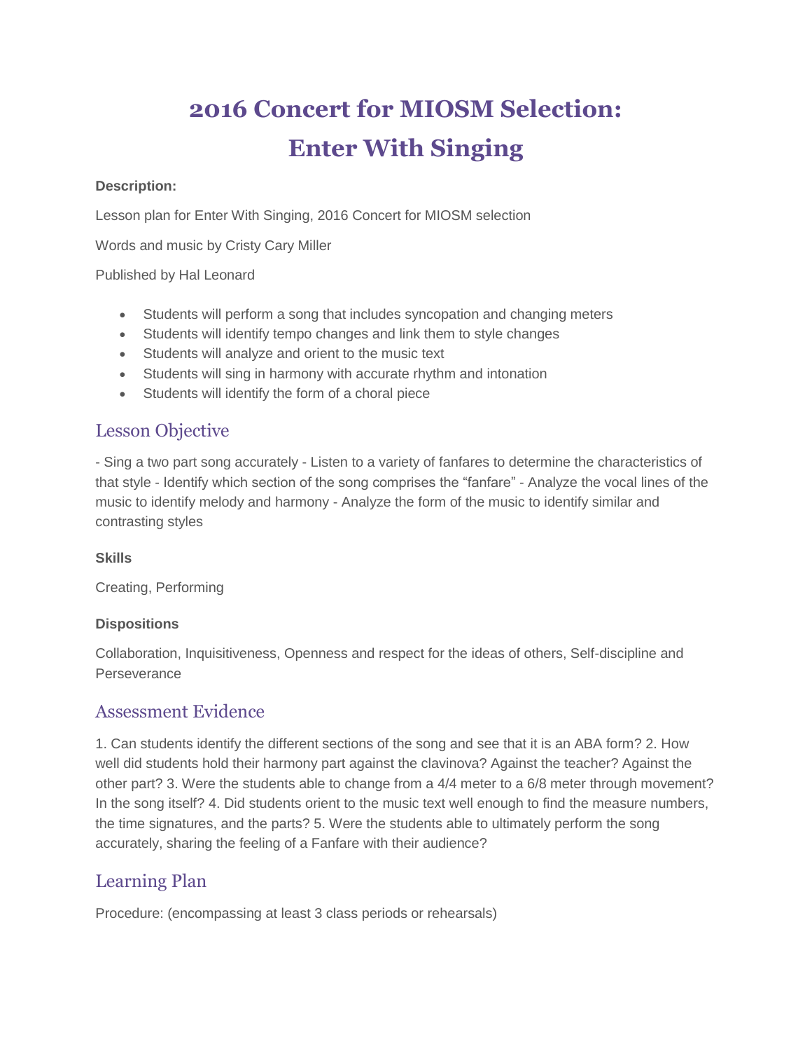# 2016 Concert for MIOSM Selection: Enter With Singing

**Description:**

Lesson plan for Enter With Singing, 2016 Concert for MIOSM selection

Words and music by Cristy Cary Miller

Published by Hal Leonard

- Students will perform a song that includes syncopation and changing meters
- Students will identify tempo changes and link them to style changes
- Students will analyze and orient to the music text
- Students will sing in harmony with accurate rhythm and intonation
- Students will identify the form of a choral piece

## Lesson Objective

- Sing a two part song accurately - Listen to a variety of fanfares to determine the characteristics of that style - Identify which section of the song comprises the "fanfare" - Analyze the vocal lines of the music to identify melody and harmony - Analyze the form of the music to identify similar and contrasting styles

**Skills**

Creating, Performing

**Dispositions**

Collaboration, Inquisitiveness, Openness and respect for the ideas of others, Self-discipline and Perseverance

## Assessment Evidence

1. Can students identify the different sections of the song and see that it is an ABA form? 2. How well did students hold their harmony part against the clavinova? Against the teacher? Against the other part? 3. Were the students able to change from a 4/4 meter to a 6/8 meter through movement? In the song itself? 4. Did students orient to the music text well enough to find the measure numbers, the time signatures, and the parts? 5. Were the students able to ultimately perform the song accurately, sharing the feeling of a Fanfare with their audience?

## Learning Plan

Procedure: (encompassing at least 3 class periods or rehearsals)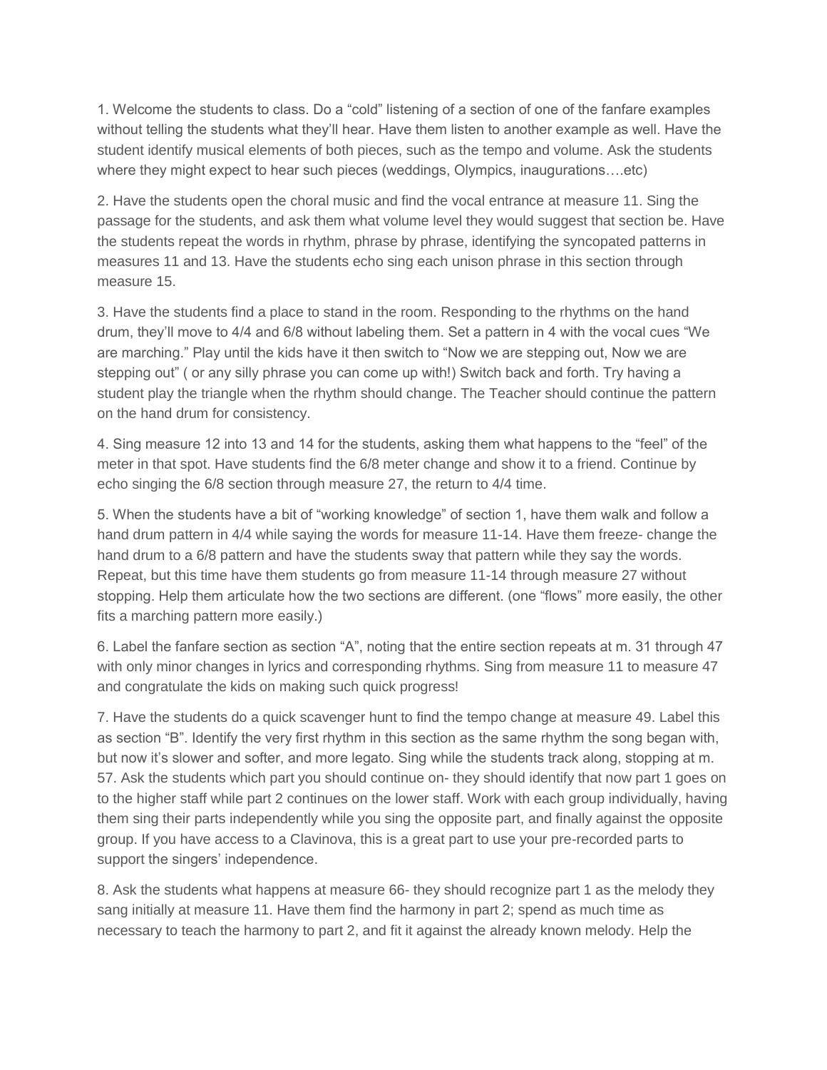1. Welcome the students to class. Do a "cold" listening of a section of one of the fanfare examples without telling the students what they'll hear. Have them listen to another example as well. Have the student identify musical elements of both pieces, such as the tempo and volume. Ask the students where they might expect to hear such pieces (weddings, Olympics, inaugurations….etc)

2. Have the students open the choral music and find the vocal entrance at measure 11. Sing the passage for the students, and ask them what volume level they would suggest that section be. Have the students repeat the words in rhythm, phrase by phrase, identifying the syncopated patterns in measures 11 and 13. Have the students echo sing each unison phrase in this section through measure 15.

3. Have the students find a place to stand in the room. Responding to the rhythms on the hand drum, they'll move to 4/4 and 6/8 without labeling them. Set a pattern in 4 with the vocal cues "We are marching." Play until the kids have it then switch to "Now we are stepping out, Now we are stepping out" ( or any silly phrase you can come up with!) Switch back and forth. Try having a student play the triangle when the rhythm should change. The Teacher should continue the pattern on the hand drum for consistency.

4. Sing measure 12 into 13 and 14 for the students, asking them what happens to the "feel" of the meter in that spot. Have students find the 6/8 meter change and show it to a friend. Continue by echo singing the 6/8 section through measure 27, the return to 4/4 time.

5. When the students have a bit of "working knowledge" of section 1, have them walk and follow a hand drum pattern in 4/4 while saying the words for measure 11-14. Have them freeze- change the hand drum to a 6/8 pattern and have the students sway that pattern while they say the words. Repeat, but this time have them students go from measure 11-14 through measure 27 without stopping. Help them articulate how the two sections are different. (one "flows" more easily, the other fits a marching pattern more easily.)

6. Label the fanfare section as section "A", noting that the entire section repeats at m. 31 through 47 with only minor changes in lyrics and corresponding rhythms. Sing from measure 11 to measure 47 and congratulate the kids on making such quick progress!

7. Have the students do a quick scavenger hunt to find the tempo change at measure 49. Label this as section "B". Identify the very first rhythm in this section as the same rhythm the song began with, but now it's slower and softer, and more legato. Sing while the students track along, stopping at m. 57. Ask the students which part you should continue on- they should identify that now part 1 goes on to the higher staff while part 2 continues on the lower staff. Work with each group individually, having them sing their parts independently while you sing the opposite part, and finally against the opposite group. If you have access to a Clavinova, this is a great part to use your pre-recorded parts to support the singers' independence.

8. Ask the students what happens at measure 66- they should recognize part 1 as the melody they sang initially at measure 11. Have them find the harmony in part 2; spend as much time as necessary to teach the harmony to part 2, and fit it against the already known melody. Help the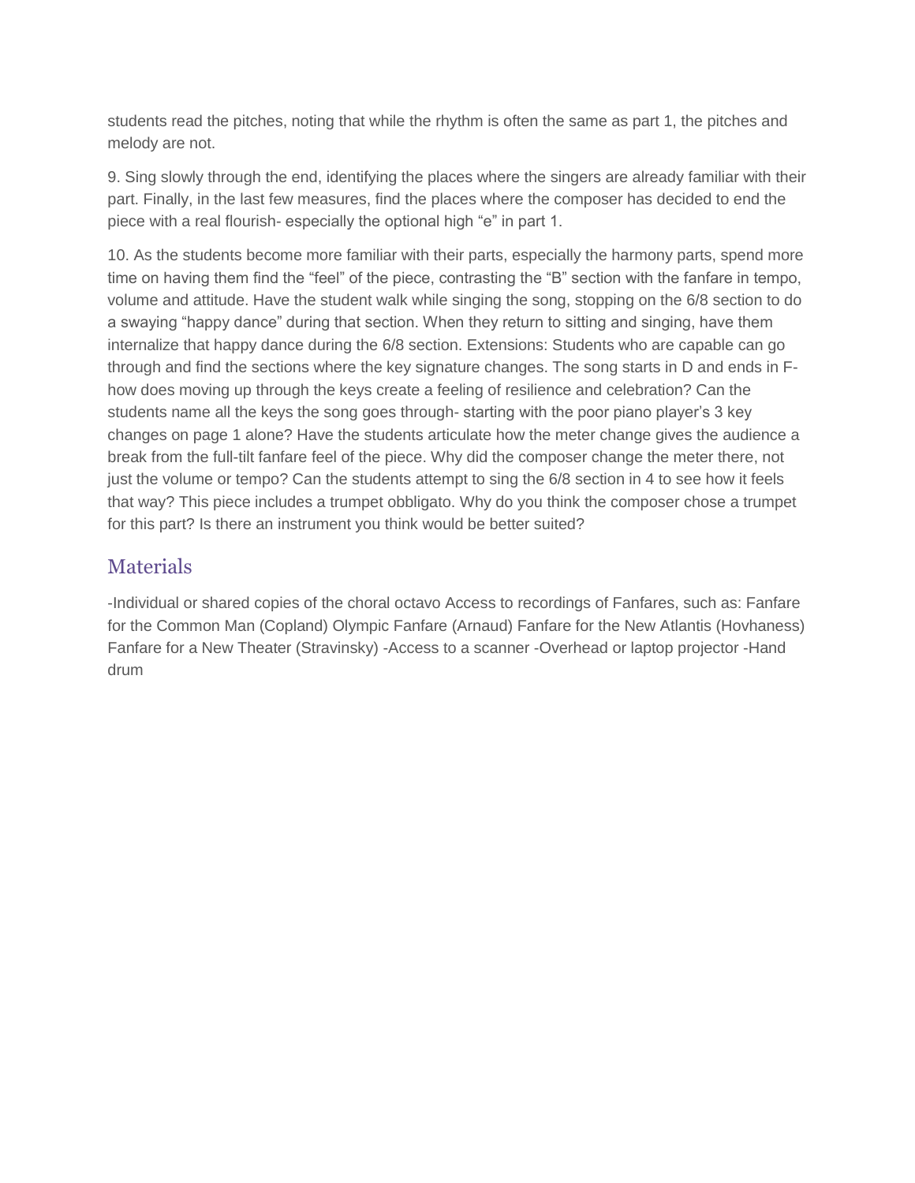students read the pitches, noting that while the rhythm is often the same as part 1, the pitches and melody are not.

9. Sing slowly through the end, identifying the places where the singers are already familiar with their part. Finally, in the last few measures, find the places where the composer has decided to end the piece with a real flourish- especially the optional high "e" in part 1.

10. As the students become more familiar with their parts, especially the harmony parts, spend more time on having them find the "feel" of the piece, contrasting the "B" section with the fanfare in tempo, volume and attitude. Have the student walk while singing the song, stopping on the 6/8 section to do a swaying "happy dance" during that section. When they return to sitting and singing, have them internalize that happy dance during the 6/8 section. Extensions: Students who are capable can go through and find the sections where the key signature changes. The song starts in D and ends in F- how does moving up through the keys create a feeling of resilience and celebration? Can the students name all the keys the song goes through- starting with the poor piano player's 3 key changes on page 1 alone? Have the students articulate how the meter change gives the audience a break from the full-tilt fanfare feel of the piece. Why did the composer change the meter there, not just the volume or tempo? Can the students attempt to sing the 6/8 section in 4 to see how it feels that way? This piece includes a trumpet obbligato. Why do you think the composer chose a trumpet for this part? Is there an instrument you think would be better suited?

## Materials

-Individual or shared copies of the choral octavo Access to recordings of Fanfares, such as: Fanfare for the Common Man (Copland) Olympic Fanfare (Arnaud) Fanfare for the New Atlantis (Hovhaness) Fanfare for a New Theater (Stravinsky) -Access to a scanner -Overhead or laptop projector -Hand drum